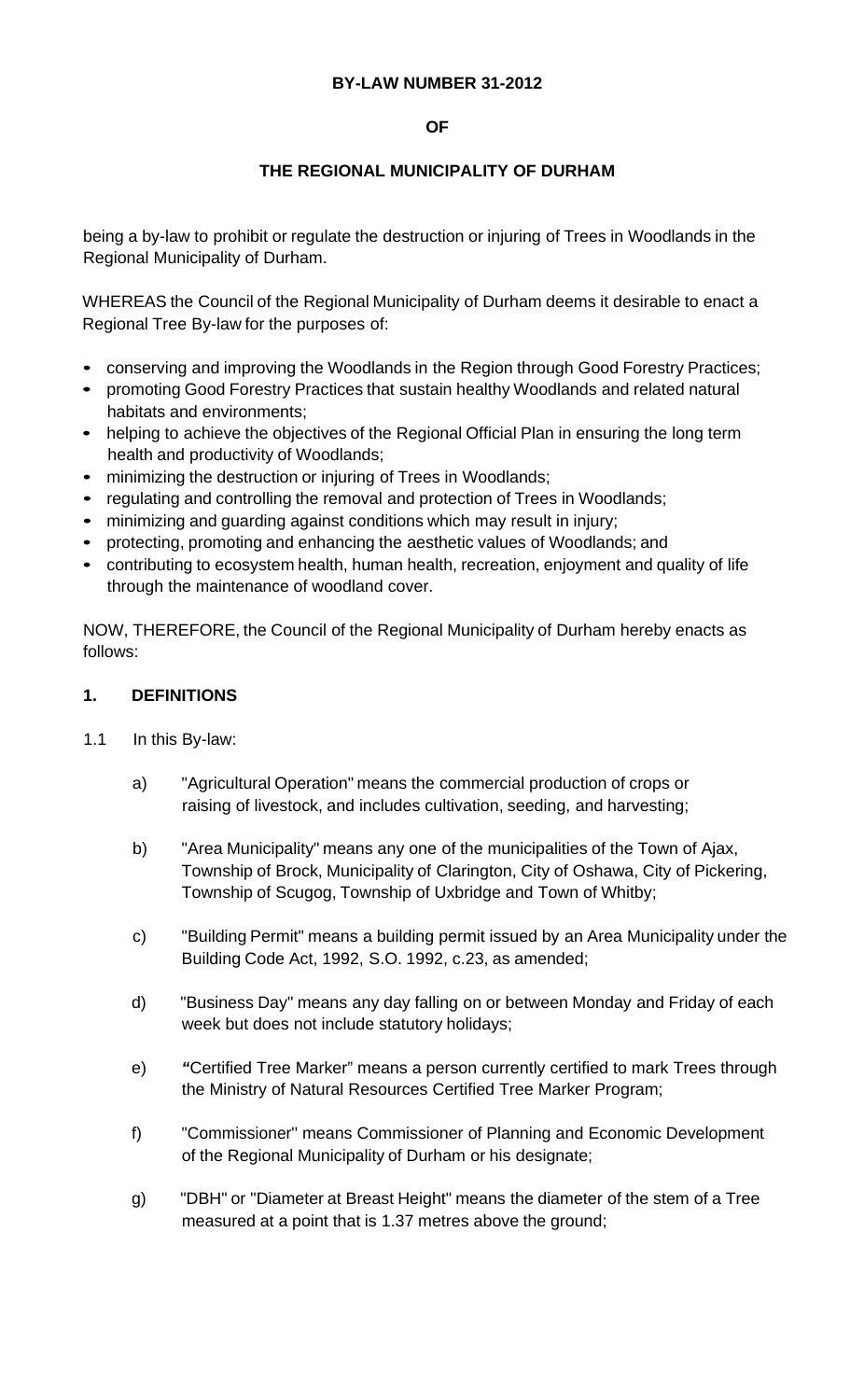**BY-LAW NUMBER 31-2012**

**OF**

**THE REGIONAL MUNICIPALITY OF DURHAM**

being a by-law to prohibit or regulate the destruction or injuring of Trees in Woodlands in the Regional Municipality of Durham.

WHEREAS the Council of the Regional Municipality of Durham deems it desirable to enact a Regional Tree By-law for the purposes of:

- conserving and improving the Woodlands in the Region through Good Forestry Practices;
- promoting Good Forestry Practices that sustain healthy Woodlands and related natural habitats and environments;
- helping to achieve the objectives of the Regional Official Plan in ensuring the long term health and productivity of Woodlands;
- minimizing the destruction or injuring of Trees in Woodlands;
- regulating and controlling the removal and protection of Trees in Woodlands;
- minimizing and guarding against conditions which may result in injury;
- protecting, promoting and enhancing the aesthetic values of Woodlands; and
- contributing to ecosystem health, human health, recreation, enjoyment and quality of life through the maintenance of woodland cover.

NOW, THEREFORE, the Council of the Regional Municipality of Durham hereby enacts as follows:

## 1. DEFINITIONS

1.1 In this By-law:

a) "Agricultural Operation" means the commercial production of crops or raising of livestock, and includes cultivation, seeding, and harvesting;

b) "Area Municipality" means any one of the municipalities of the Town of Ajax, Township of Brock, Municipality of Clarington, City of Oshawa, City of Pickering, Township of Scugog, Township of Uxbridge and Town of Whitby;

c) "Building Permit" means a building permit issued by an Area Municipality under the Building Code Act, 1992, S.O. 1992, c.23, as amended;

d) "Business Day" means any day falling on or between Monday and Friday of each week but does not include statutory holidays;

e) "Certified Tree Marker" means a person currently certified to mark Trees through the Ministry of Natural Resources Certified Tree Marker Program;

f) "Commissioner" means Commissioner of Planning and Economic Development of the Regional Municipality of Durham or his designate;

g) "DBH" or "Diameter at Breast Height" means the diameter of the stem of a Tree measured at a point that is 1.37 metres above the ground;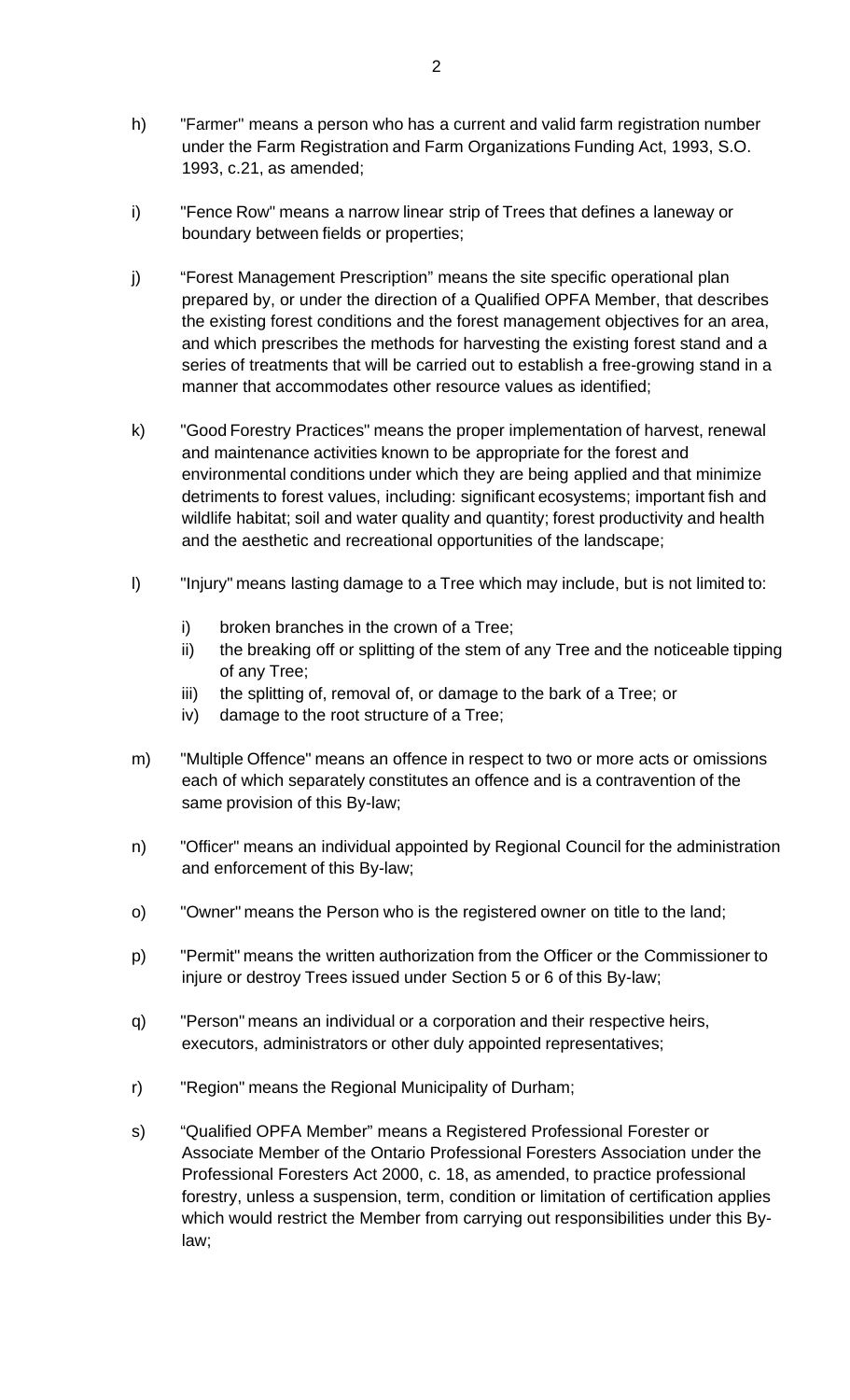h) "Farmer" means a person who has a current and valid farm registration number under the Farm Registration and Farm Organizations Funding Act, 1993, S.O. 1993, c.21, as amended;

i) "Fence Row" means a narrow linear strip of Trees that defines a laneway or boundary between fields or properties;

j) "Forest Management Prescription" means the site specific operational plan prepared by, or under the direction of a Qualified OPFA Member, that describes the existing forest conditions and the forest management objectives for an area, and which prescribes the methods for harvesting the existing forest stand and a series of treatments that will be carried out to establish a free-growing stand in a manner that accommodates other resource values as identified;

k) "Good Forestry Practices" means the proper implementation of harvest, renewal and maintenance activities known to be appropriate for the forest and environmental conditions under which they are being applied and that minimize detriments to forest values, including: significant ecosystems; important fish and wildlife habitat; soil and water quality and quantity; forest productivity and health and the aesthetic and recreational opportunities of the landscape;

l) "Injury" means lasting damage to a Tree which may include, but is not limited to:

   i) broken branches in the crown of a Tree;
   ii) the breaking off or splitting of the stem of any Tree and the noticeable tipping of any Tree;
   iii) the splitting of, removal of, or damage to the bark of a Tree; or
   iv) damage to the root structure of a Tree;

m) "Multiple Offence" means an offence in respect to two or more acts or omissions each of which separately constitutes an offence and is a contravention of the same provision of this By-law;

n) "Officer" means an individual appointed by Regional Council for the administration and enforcement of this By-law;

o) "Owner" means the Person who is the registered owner on title to the land;

p) "Permit" means the written authorization from the Officer or the Commissioner to injure or destroy Trees issued under Section 5 or 6 of this By-law;

q) "Person" means an individual or a corporation and their respective heirs, executors, administrators or other duly appointed representatives;

r) "Region" means the Regional Municipality of Durham;

s) "Qualified OPFA Member" means a Registered Professional Forester or Associate Member of the Ontario Professional Foresters Association under the Professional Foresters Act 2000, c. 18, as amended, to practice professional forestry, unless a suspension, term, condition or limitation of certification applies which would restrict the Member from carrying out responsibilities under this By-law;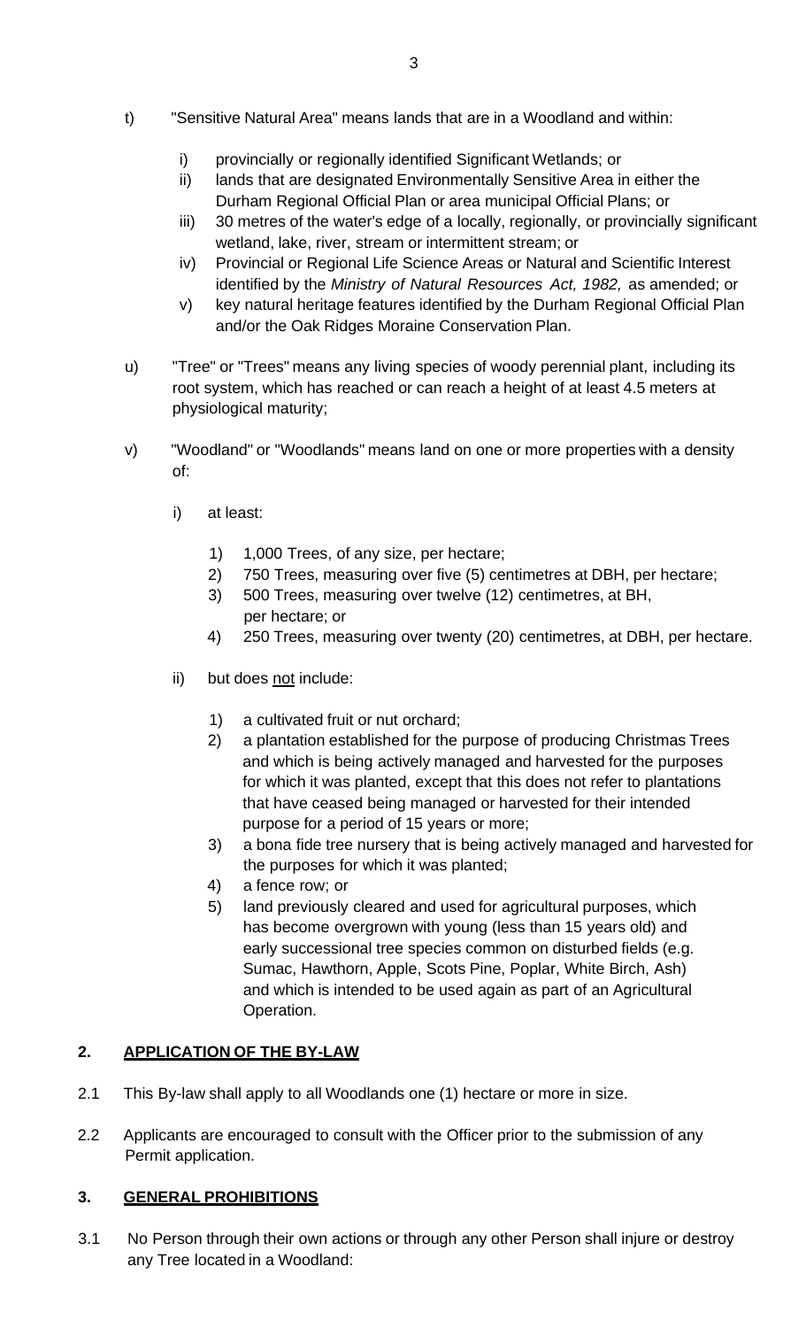t) "Sensitive Natural Area" means lands that are in a Woodland and within:

   i) provincially or regionally identified Significant Wetlands; or
   ii) lands that are designated Environmentally Sensitive Area in either the Durham Regional Official Plan or area municipal Official Plans; or
   iii) 30 metres of the water's edge of a locally, regionally, or provincially significant wetland, lake, river, stream or intermittent stream; or
   iv) Provincial or Regional Life Science Areas or Natural and Scientific Interest identified by the *Ministry of Natural Resources Act, 1982,* as amended; or
   v) key natural heritage features identified by the Durham Regional Official Plan and/or the Oak Ridges Moraine Conservation Plan.

u) "Tree" or "Trees" means any living species of woody perennial plant, including its root system, which has reached or can reach a height of at least 4.5 meters at physiological maturity;

v) "Woodland" or "Woodlands" means land on one or more properties with a density of:

   i) at least:

      1) 1,000 Trees, of any size, per hectare;
      2) 750 Trees, measuring over five (5) centimetres at DBH, per hectare;
      3) 500 Trees, measuring over twelve (12) centimetres, at BH, per hectare; or
      4) 250 Trees, measuring over twenty (20) centimetres, at DBH, per hectare.

   ii) but does <u>not</u> include:

      1) a cultivated fruit or nut orchard;
      2) a plantation established for the purpose of producing Christmas Trees and which is being actively managed and harvested for the purposes for which it was planted, except that this does not refer to plantations that have ceased being managed or harvested for their intended purpose for a period of 15 years or more;
      3) a bona fide tree nursery that is being actively managed and harvested for the purposes for which it was planted;
      4) a fence row; or
      5) land previously cleared and used for agricultural purposes, which has become overgrown with young (less than 15 years old) and early successional tree species common on disturbed fields (e.g. Sumac, Hawthorn, Apple, Scots Pine, Poplar, White Birch, Ash) and which is intended to be used again as part of an Agricultural Operation.

## 2. <u>APPLICATION OF THE BY-LAW</u>

2.1 This By-law shall apply to all Woodlands one (1) hectare or more in size.

2.2 Applicants are encouraged to consult with the Officer prior to the submission of any Permit application.

## 3. <u>GENERAL PROHIBITIONS</u>

3.1 No Person through their own actions or through any other Person shall injure or destroy any Tree located in a Woodland: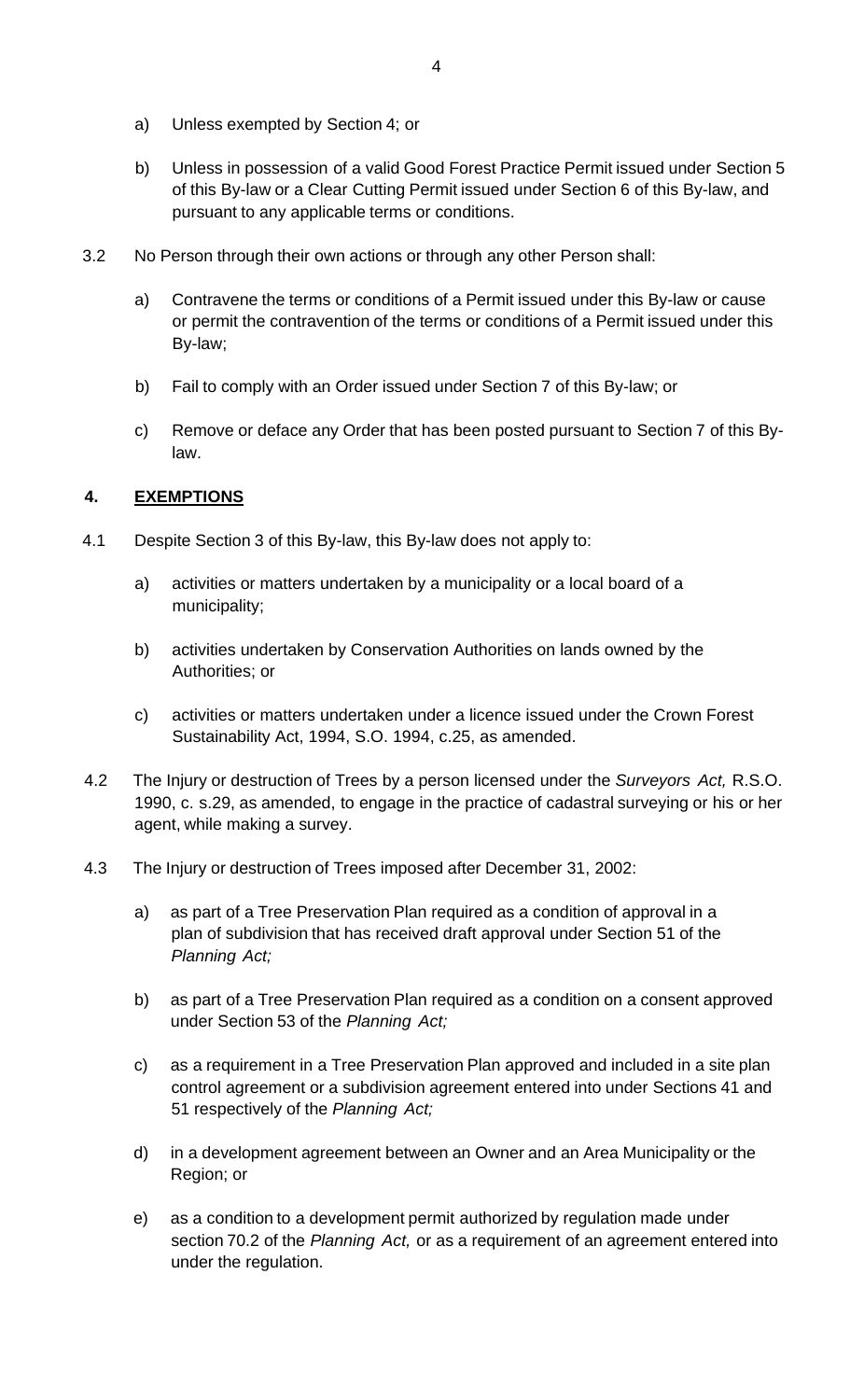a) Unless exempted by Section 4; or

b) Unless in possession of a valid Good Forest Practice Permit issued under Section 5 of this By-law or a Clear Cutting Permit issued under Section 6 of this By-law, and pursuant to any applicable terms or conditions.

3.2 No Person through their own actions or through any other Person shall:

a) Contravene the terms or conditions of a Permit issued under this By-law or cause or permit the contravention of the terms or conditions of a Permit issued under this By-law;

b) Fail to comply with an Order issued under Section 7 of this By-law; or

c) Remove or deface any Order that has been posted pursuant to Section 7 of this By-law.

## 4. <u>EXEMPTIONS</u>

4.1 Despite Section 3 of this By-law, this By-law does not apply to:

a) activities or matters undertaken by a municipality or a local board of a municipality;

b) activities undertaken by Conservation Authorities on lands owned by the Authorities; or

c) activities or matters undertaken under a licence issued under the Crown Forest Sustainability Act, 1994, S.O. 1994, c.25, as amended.

4.2 The Injury or destruction of Trees by a person licensed under the *Surveyors Act,* R.S.O. 1990, c. s.29, as amended, to engage in the practice of cadastral surveying or his or her agent, while making a survey.

4.3 The Injury or destruction of Trees imposed after December 31, 2002:

a) as part of a Tree Preservation Plan required as a condition of approval in a plan of subdivision that has received draft approval under Section 51 of the *Planning Act;*

b) as part of a Tree Preservation Plan required as a condition on a consent approved under Section 53 of the *Planning Act;*

c) as a requirement in a Tree Preservation Plan approved and included in a site plan control agreement or a subdivision agreement entered into under Sections 41 and 51 respectively of the *Planning Act;*

d) in a development agreement between an Owner and an Area Municipality or the Region; or

e) as a condition to a development permit authorized by regulation made under section 70.2 of the *Planning Act,* or as a requirement of an agreement entered into under the regulation.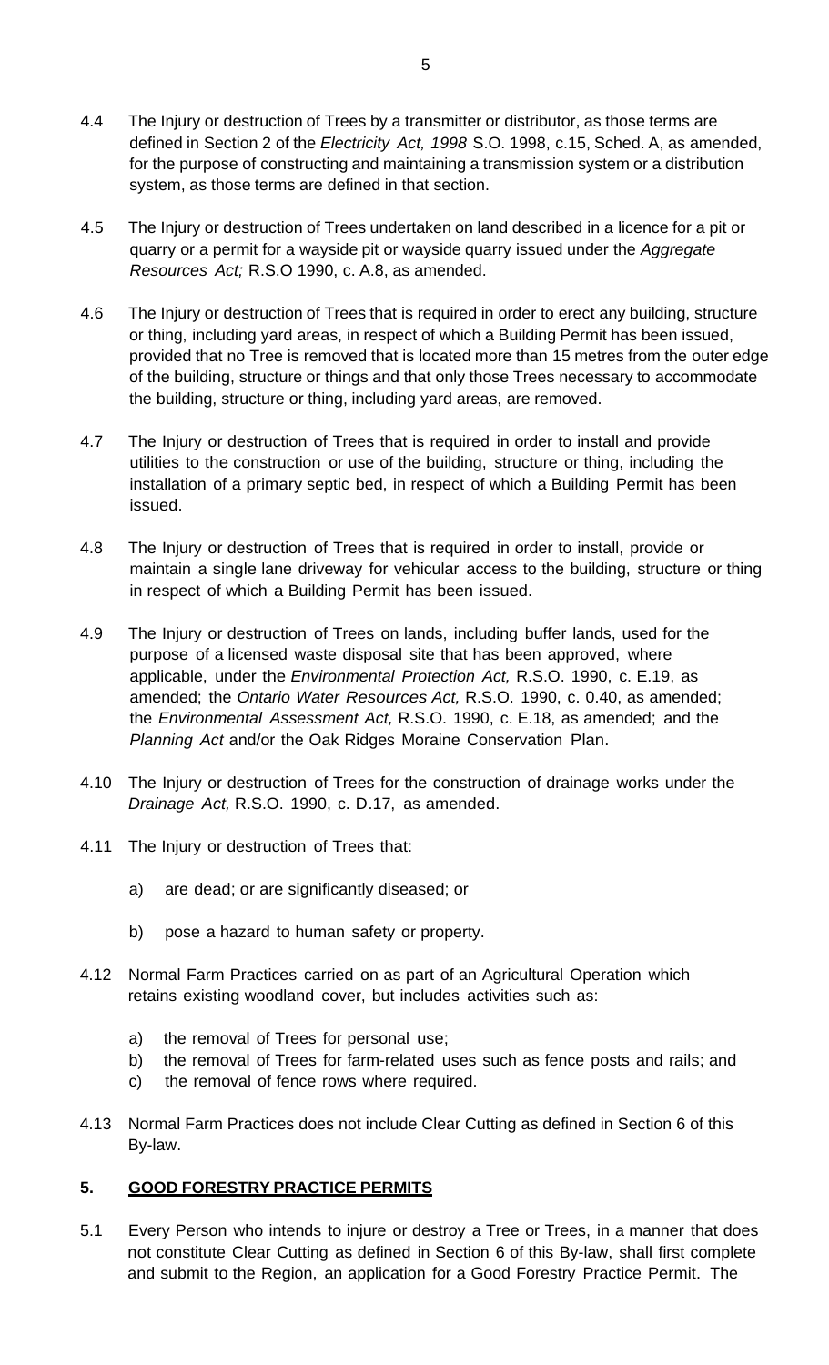4.4 The Injury or destruction of Trees by a transmitter or distributor, as those terms are defined in Section 2 of the *Electricity Act, 1998* S.O. 1998, c.15, Sched. A, as amended, for the purpose of constructing and maintaining a transmission system or a distribution system, as those terms are defined in that section.

4.5 The Injury or destruction of Trees undertaken on land described in a licence for a pit or quarry or a permit for a wayside pit or wayside quarry issued under the *Aggregate Resources Act;* R.S.O 1990, c. A.8, as amended.

4.6 The Injury or destruction of Trees that is required in order to erect any building, structure or thing, including yard areas, in respect of which a Building Permit has been issued, provided that no Tree is removed that is located more than 15 metres from the outer edge of the building, structure or things and that only those Trees necessary to accommodate the building, structure or thing, including yard areas, are removed.

4.7 The Injury or destruction of Trees that is required in order to install and provide utilities to the construction or use of the building, structure or thing, including the installation of a primary septic bed, in respect of which a Building Permit has been issued.

4.8 The Injury or destruction of Trees that is required in order to install, provide or maintain a single lane driveway for vehicular access to the building, structure or thing in respect of which a Building Permit has been issued.

4.9 The Injury or destruction of Trees on lands, including buffer lands, used for the purpose of a licensed waste disposal site that has been approved, where applicable, under the *Environmental Protection Act,* R.S.O. 1990, c. E.19, as amended; the *Ontario Water Resources Act,* R.S.O. 1990, c. 0.40, as amended; the *Environmental Assessment Act,* R.S.O. 1990, c. E.18, as amended; and the *Planning Act* and/or the Oak Ridges Moraine Conservation Plan.

4.10 The Injury or destruction of Trees for the construction of drainage works under the *Drainage Act,* R.S.O. 1990, c. D.17, as amended.

4.11 The Injury or destruction of Trees that:

a) are dead; or are significantly diseased; or

b) pose a hazard to human safety or property.

4.12 Normal Farm Practices carried on as part of an Agricultural Operation which retains existing woodland cover, but includes activities such as:

a) the removal of Trees for personal use;
b) the removal of Trees for farm-related uses such as fence posts and rails; and
c) the removal of fence rows where required.

4.13 Normal Farm Practices does not include Clear Cutting as defined in Section 6 of this By-law.

## 5. GOOD FORESTRY PRACTICE PERMITS

5.1 Every Person who intends to injure or destroy a Tree or Trees, in a manner that does not constitute Clear Cutting as defined in Section 6 of this By-law, shall first complete and submit to the Region, an application for a Good Forestry Practice Permit. The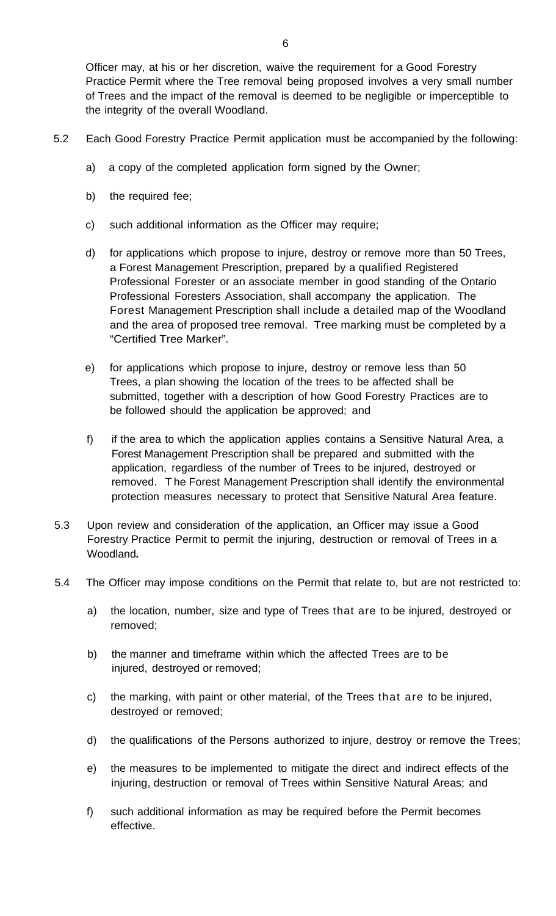Officer may, at his or her discretion, waive the requirement for a Good Forestry Practice Permit where the Tree removal being proposed involves a very small number of Trees and the impact of the removal is deemed to be negligible or imperceptible to the integrity of the overall Woodland.

5.2 Each Good Forestry Practice Permit application must be accompanied by the following:

a) a copy of the completed application form signed by the Owner;

b) the required fee;

c) such additional information as the Officer may require;

d) for applications which propose to injure, destroy or remove more than 50 Trees, a Forest Management Prescription, prepared by a qualified Registered Professional Forester or an associate member in good standing of the Ontario Professional Foresters Association, shall accompany the application. The Forest Management Prescription shall include a detailed map of the Woodland and the area of proposed tree removal. Tree marking must be completed by a "Certified Tree Marker".

e) for applications which propose to injure, destroy or remove less than 50 Trees, a plan showing the location of the trees to be affected shall be submitted, together with a description of how Good Forestry Practices are to be followed should the application be approved; and

f) if the area to which the application applies contains a Sensitive Natural Area, a Forest Management Prescription shall be prepared and submitted with the application, regardless of the number of Trees to be injured, destroyed or removed. The Forest Management Prescription shall identify the environmental protection measures necessary to protect that Sensitive Natural Area feature.

5.3 Upon review and consideration of the application, an Officer may issue a Good Forestry Practice Permit to permit the injuring, destruction or removal of Trees in a Woodland.

5.4 The Officer may impose conditions on the Permit that relate to, but are not restricted to:

a) the location, number, size and type of Trees that are to be injured, destroyed or removed;

b) the manner and timeframe within which the affected Trees are to be injured, destroyed or removed;

c) the marking, with paint or other material, of the Trees that are to be injured, destroyed or removed;

d) the qualifications of the Persons authorized to injure, destroy or remove the Trees;

e) the measures to be implemented to mitigate the direct and indirect effects of the injuring, destruction or removal of Trees within Sensitive Natural Areas; and

f) such additional information as may be required before the Permit becomes effective.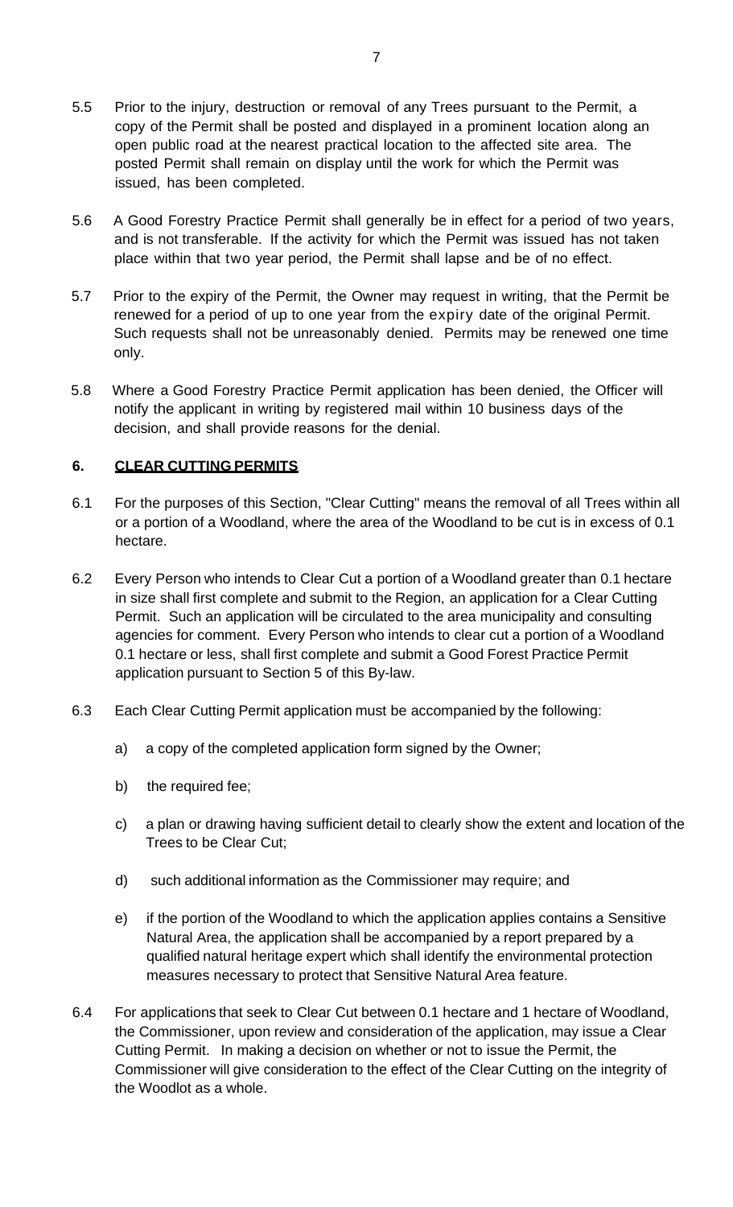5.5 Prior to the injury, destruction or removal of any Trees pursuant to the Permit, a copy of the Permit shall be posted and displayed in a prominent location along an open public road at the nearest practical location to the affected site area. The posted Permit shall remain on display until the work for which the Permit was issued, has been completed.

5.6 A Good Forestry Practice Permit shall generally be in effect for a period of two years, and is not transferable. If the activity for which the Permit was issued has not taken place within that two year period, the Permit shall lapse and be of no effect.

5.7 Prior to the expiry of the Permit, the Owner may request in writing, that the Permit be renewed for a period of up to one year from the expiry date of the original Permit. Such requests shall not be unreasonably denied. Permits may be renewed one time only.

5.8 Where a Good Forestry Practice Permit application has been denied, the Officer will notify the applicant in writing by registered mail within 10 business days of the decision, and shall provide reasons for the denial.

## 6. <u>CLEAR CUTTING PERMITS</u>

6.1 For the purposes of this Section, "Clear Cutting" means the removal of all Trees within all or a portion of a Woodland, where the area of the Woodland to be cut is in excess of 0.1 hectare.

6.2 Every Person who intends to Clear Cut a portion of a Woodland greater than 0.1 hectare in size shall first complete and submit to the Region, an application for a Clear Cutting Permit. Such an application will be circulated to the area municipality and consulting agencies for comment. Every Person who intends to clear cut a portion of a Woodland 0.1 hectare or less, shall first complete and submit a Good Forest Practice Permit application pursuant to Section 5 of this By-law.

6.3 Each Clear Cutting Permit application must be accompanied by the following:

a) a copy of the completed application form signed by the Owner;

b) the required fee;

c) a plan or drawing having sufficient detail to clearly show the extent and location of the Trees to be Clear Cut;

d) such additional information as the Commissioner may require; and

e) if the portion of the Woodland to which the application applies contains a Sensitive Natural Area, the application shall be accompanied by a report prepared by a qualified natural heritage expert which shall identify the environmental protection measures necessary to protect that Sensitive Natural Area feature.

6.4 For applications that seek to Clear Cut between 0.1 hectare and 1 hectare of Woodland, the Commissioner, upon review and consideration of the application, may issue a Clear Cutting Permit. In making a decision on whether or not to issue the Permit, the Commissioner will give consideration to the effect of the Clear Cutting on the integrity of the Woodlot as a whole.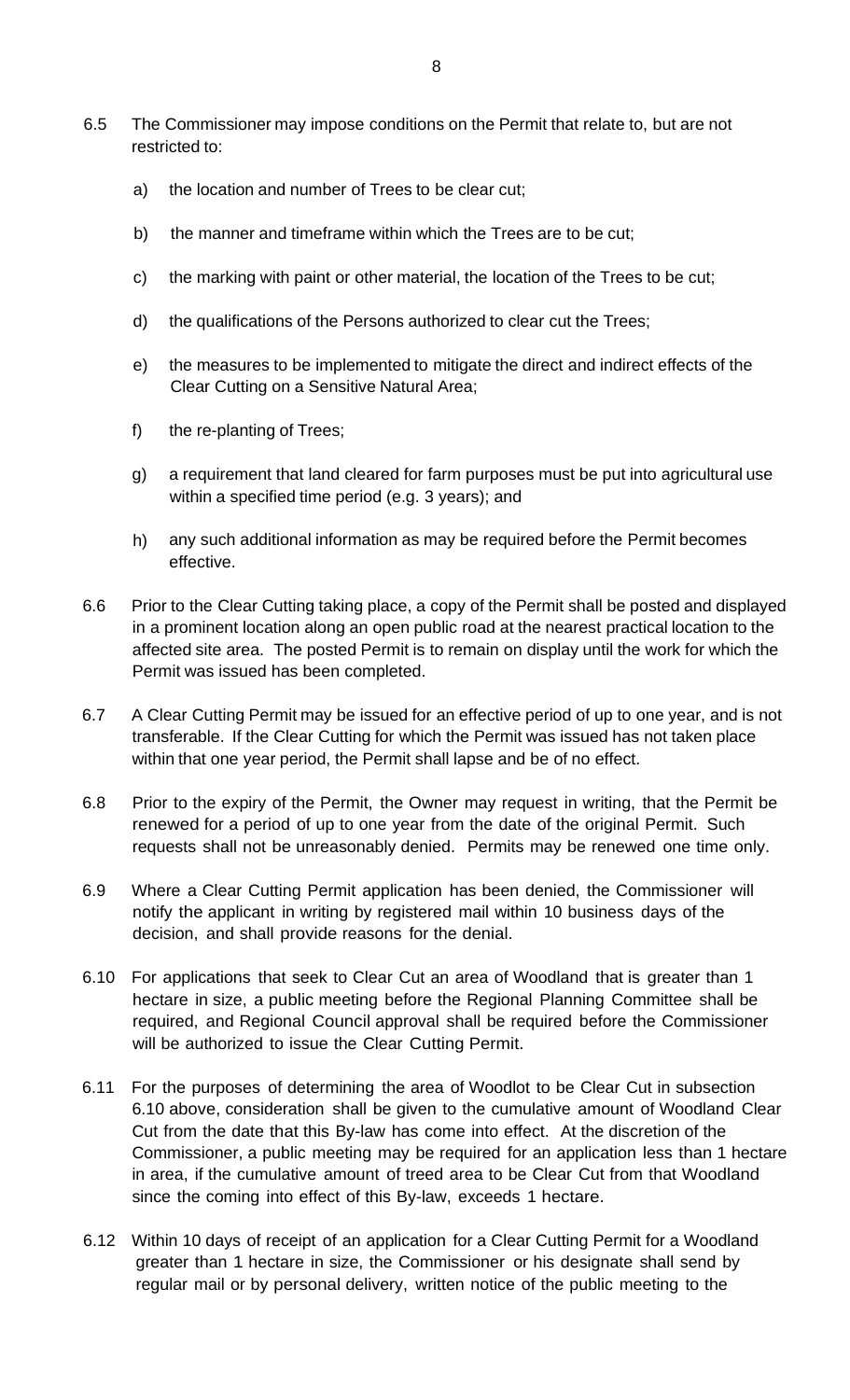6.5 The Commissioner may impose conditions on the Permit that relate to, but are not restricted to:

   a) the location and number of Trees to be clear cut;

   b) the manner and timeframe within which the Trees are to be cut;

   c) the marking with paint or other material, the location of the Trees to be cut;

   d) the qualifications of the Persons authorized to clear cut the Trees;

   e) the measures to be implemented to mitigate the direct and indirect effects of the Clear Cutting on a Sensitive Natural Area;

   f) the re-planting of Trees;

   g) a requirement that land cleared for farm purposes must be put into agricultural use within a specified time period (e.g. 3 years); and

   h) any such additional information as may be required before the Permit becomes effective.

6.6 Prior to the Clear Cutting taking place, a copy of the Permit shall be posted and displayed in a prominent location along an open public road at the nearest practical location to the affected site area. The posted Permit is to remain on display until the work for which the Permit was issued has been completed.

6.7 A Clear Cutting Permit may be issued for an effective period of up to one year, and is not transferable. If the Clear Cutting for which the Permit was issued has not taken place within that one year period, the Permit shall lapse and be of no effect.

6.8 Prior to the expiry of the Permit, the Owner may request in writing, that the Permit be renewed for a period of up to one year from the date of the original Permit. Such requests shall not be unreasonably denied. Permits may be renewed one time only.

6.9 Where a Clear Cutting Permit application has been denied, the Commissioner will notify the applicant in writing by registered mail within 10 business days of the decision, and shall provide reasons for the denial.

6.10 For applications that seek to Clear Cut an area of Woodland that is greater than 1 hectare in size, a public meeting before the Regional Planning Committee shall be required, and Regional Council approval shall be required before the Commissioner will be authorized to issue the Clear Cutting Permit.

6.11 For the purposes of determining the area of Woodlot to be Clear Cut in subsection 6.10 above, consideration shall be given to the cumulative amount of Woodland Clear Cut from the date that this By-law has come into effect. At the discretion of the Commissioner, a public meeting may be required for an application less than 1 hectare in area, if the cumulative amount of treed area to be Clear Cut from that Woodland since the coming into effect of this By-law, exceeds 1 hectare.

6.12 Within 10 days of receipt of an application for a Clear Cutting Permit for a Woodland greater than 1 hectare in size, the Commissioner or his designate shall send by regular mail or by personal delivery, written notice of the public meeting to the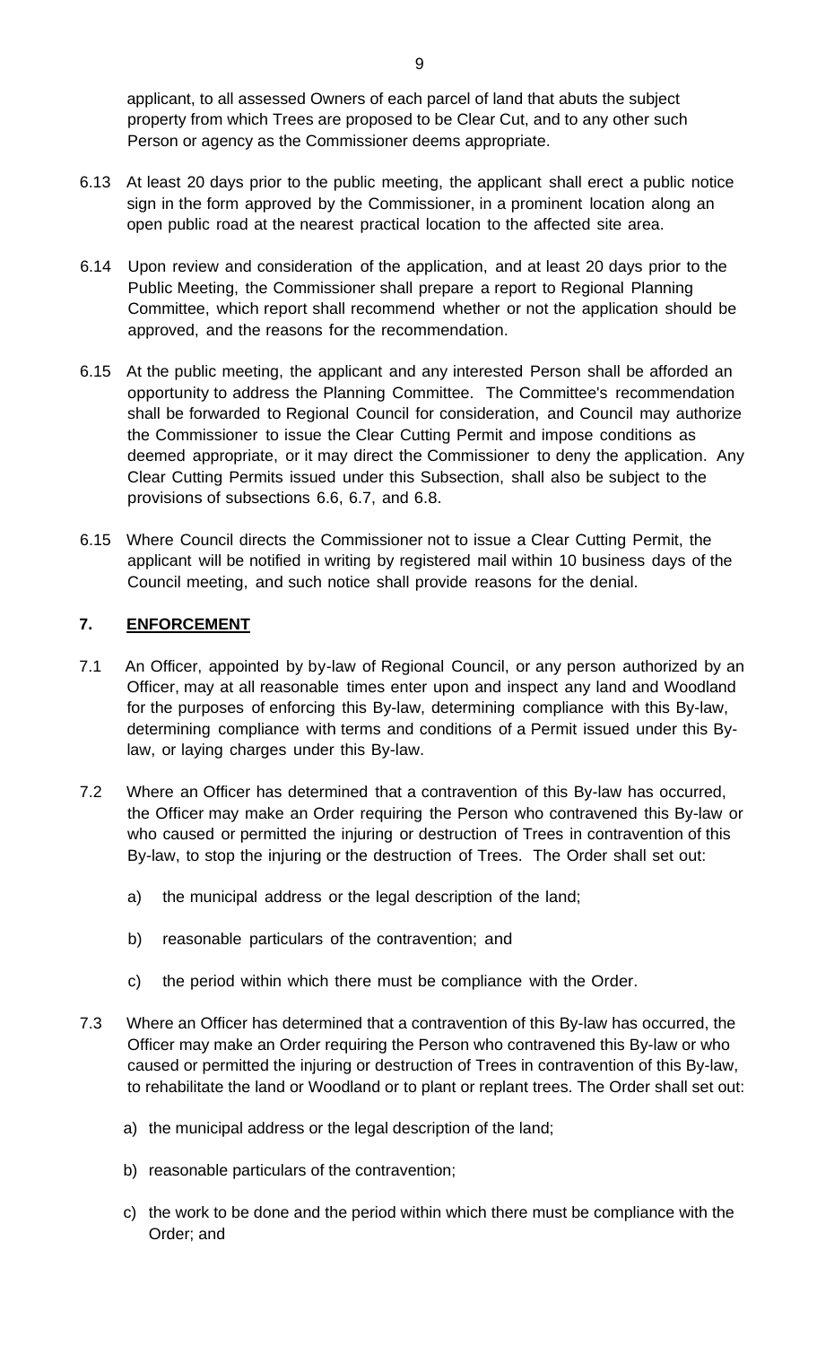applicant, to all assessed Owners of each parcel of land that abuts the subject property from which Trees are proposed to be Clear Cut, and to any other such Person or agency as the Commissioner deems appropriate.

6.13 At least 20 days prior to the public meeting, the applicant shall erect a public notice sign in the form approved by the Commissioner, in a prominent location along an open public road at the nearest practical location to the affected site area.

6.14 Upon review and consideration of the application, and at least 20 days prior to the Public Meeting, the Commissioner shall prepare a report to Regional Planning Committee, which report shall recommend whether or not the application should be approved, and the reasons for the recommendation.

6.15 At the public meeting, the applicant and any interested Person shall be afforded an opportunity to address the Planning Committee. The Committee's recommendation shall be forwarded to Regional Council for consideration, and Council may authorize the Commissioner to issue the Clear Cutting Permit and impose conditions as deemed appropriate, or it may direct the Commissioner to deny the application. Any Clear Cutting Permits issued under this Subsection, shall also be subject to the provisions of subsections 6.6, 6.7, and 6.8.

6.15 Where Council directs the Commissioner not to issue a Clear Cutting Permit, the applicant will be notified in writing by registered mail within 10 business days of the Council meeting, and such notice shall provide reasons for the denial.

## 7. ENFORCEMENT

7.1 An Officer, appointed by by-law of Regional Council, or any person authorized by an Officer, may at all reasonable times enter upon and inspect any land and Woodland for the purposes of enforcing this By-law, determining compliance with this By-law, determining compliance with terms and conditions of a Permit issued under this By-law, or laying charges under this By-law.

7.2 Where an Officer has determined that a contravention of this By-law has occurred, the Officer may make an Order requiring the Person who contravened this By-law or who caused or permitted the injuring or destruction of Trees in contravention of this By-law, to stop the injuring or the destruction of Trees. The Order shall set out:

a) the municipal address or the legal description of the land;

b) reasonable particulars of the contravention; and

c) the period within which there must be compliance with the Order.

7.3 Where an Officer has determined that a contravention of this By-law has occurred, the Officer may make an Order requiring the Person who contravened this By-law or who caused or permitted the injuring or destruction of Trees in contravention of this By-law, to rehabilitate the land or Woodland or to plant or replant trees. The Order shall set out:

a) the municipal address or the legal description of the land;

b) reasonable particulars of the contravention;

c) the work to be done and the period within which there must be compliance with the Order; and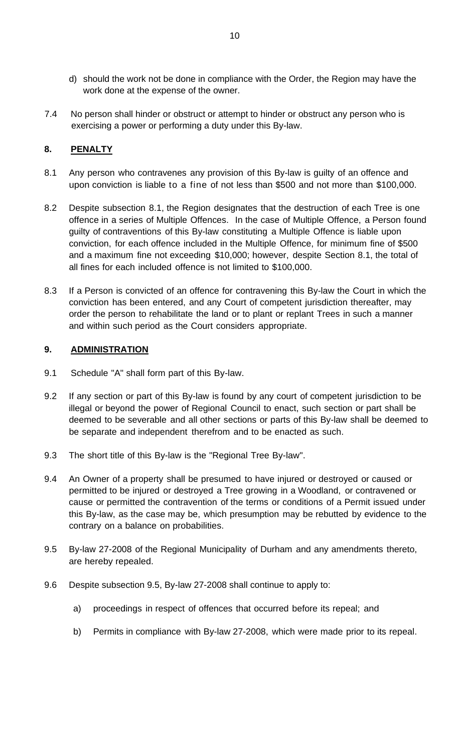d) should the work not be done in compliance with the Order, the Region may have the work done at the expense of the owner.

7.4 No person shall hinder or obstruct or attempt to hinder or obstruct any person who is exercising a power or performing a duty under this By-law.

## 8. PENALTY

8.1 Any person who contravenes any provision of this By-law is guilty of an offence and upon conviction is liable to a fine of not less than $500 and not more than $100,000.

8.2 Despite subsection 8.1, the Region designates that the destruction of each Tree is one offence in a series of Multiple Offences. In the case of Multiple Offence, a Person found guilty of contraventions of this By-law constituting a Multiple Offence is liable upon conviction, for each offence included in the Multiple Offence, for minimum fine of $500 and a maximum fine not exceeding $10,000; however, despite Section 8.1, the total of all fines for each included offence is not limited to $100,000.

8.3 If a Person is convicted of an offence for contravening this By-law the Court in which the conviction has been entered, and any Court of competent jurisdiction thereafter, may order the person to rehabilitate the land or to plant or replant Trees in such a manner and within such period as the Court considers appropriate.

## 9. ADMINISTRATION

9.1 Schedule "A" shall form part of this By-law.

9.2 If any section or part of this By-law is found by any court of competent jurisdiction to be illegal or beyond the power of Regional Council to enact, such section or part shall be deemed to be severable and all other sections or parts of this By-law shall be deemed to be separate and independent therefrom and to be enacted as such.

9.3 The short title of this By-law is the "Regional Tree By-law".

9.4 An Owner of a property shall be presumed to have injured or destroyed or caused or permitted to be injured or destroyed a Tree growing in a Woodland, or contravened or cause or permitted the contravention of the terms or conditions of a Permit issued under this By-law, as the case may be, which presumption may be rebutted by evidence to the contrary on a balance on probabilities.

9.5 By-law 27-2008 of the Regional Municipality of Durham and any amendments thereto, are hereby repealed.

9.6 Despite subsection 9.5, By-law 27-2008 shall continue to apply to:

a) proceedings in respect of offences that occurred before its repeal; and

b) Permits in compliance with By-law 27-2008, which were made prior to its repeal.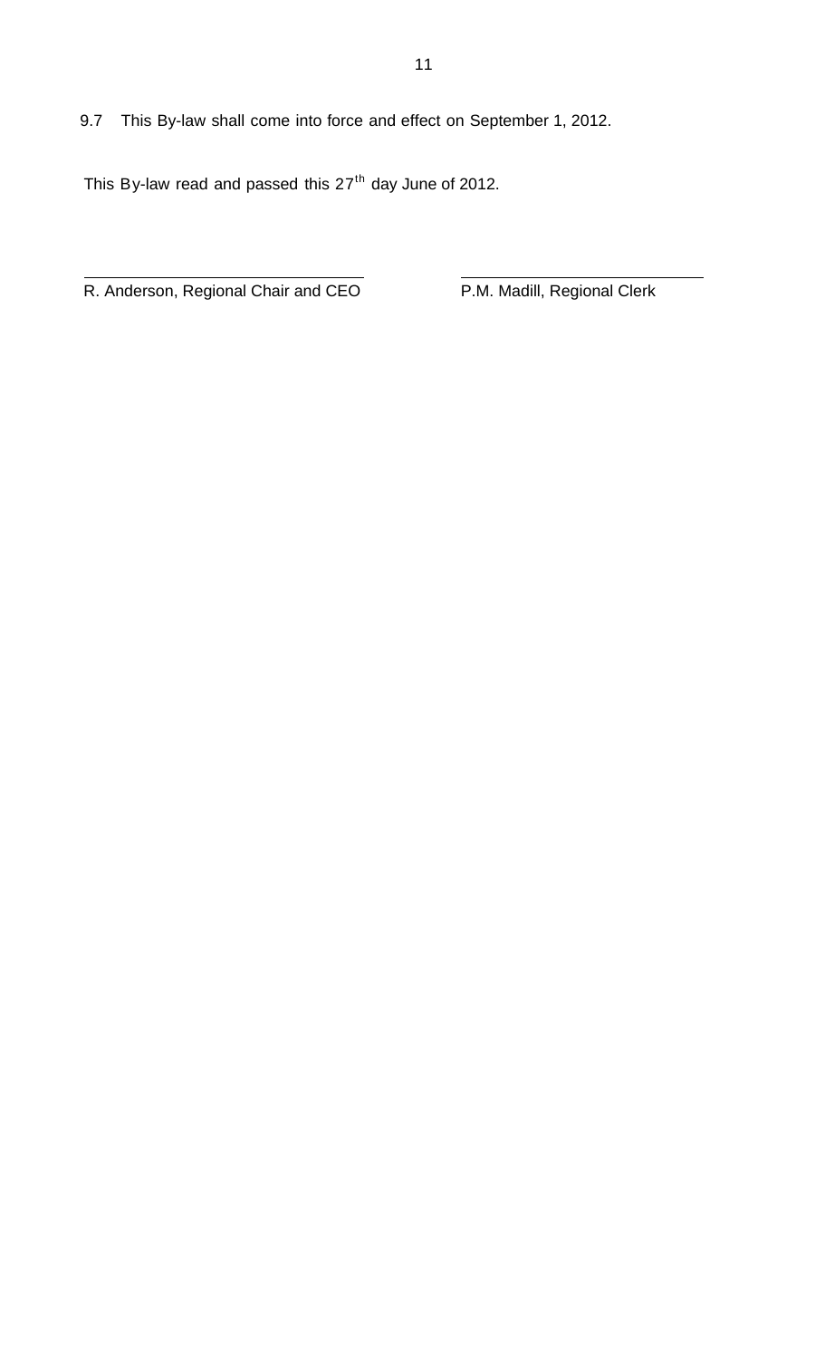9.7 This By-law shall come into force and effect on September 1, 2012.

This By-law read and passed this 27th day June of 2012.

\_\_\_\_\_\_\_\_\_\_\_\_\_\_\_\_\_\_\_\_\_\_\_\_\_\_\_\_\_\_\_\_
R. Anderson, Regional Chair and CEO

\_\_\_\_\_\_\_\_\_\_\_\_\_\_\_\_\_\_\_\_\_\_\_\_\_\_\_\_\_\_\_\_
P.M. Madill, Regional Clerk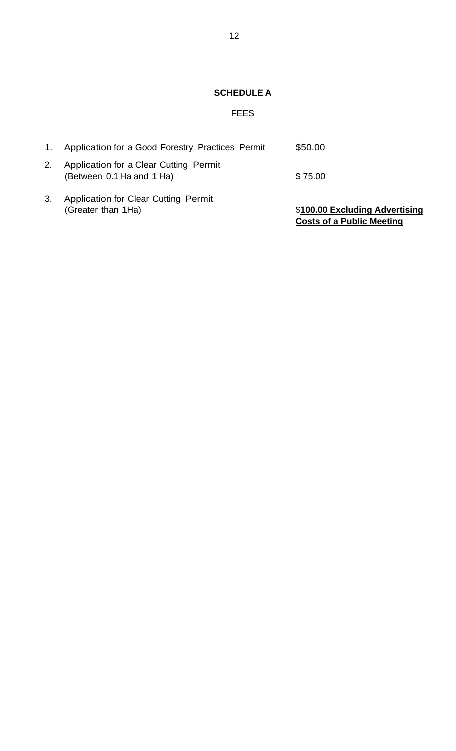**SCHEDULE A**

FEES

| | | |
|---|---|---|
| 1. | Application for a Good Forestry Practices Permit | $50.00 |
| 2. | Application for a Clear Cutting Permit (Between 0.1 Ha and 1 Ha) | $ 75.00 |
| 3. | Application for Clear Cutting Permit (Greater than 1Ha) | $**<u>100.00 Excluding Advertising Costs of a Public Meeting</u>** |